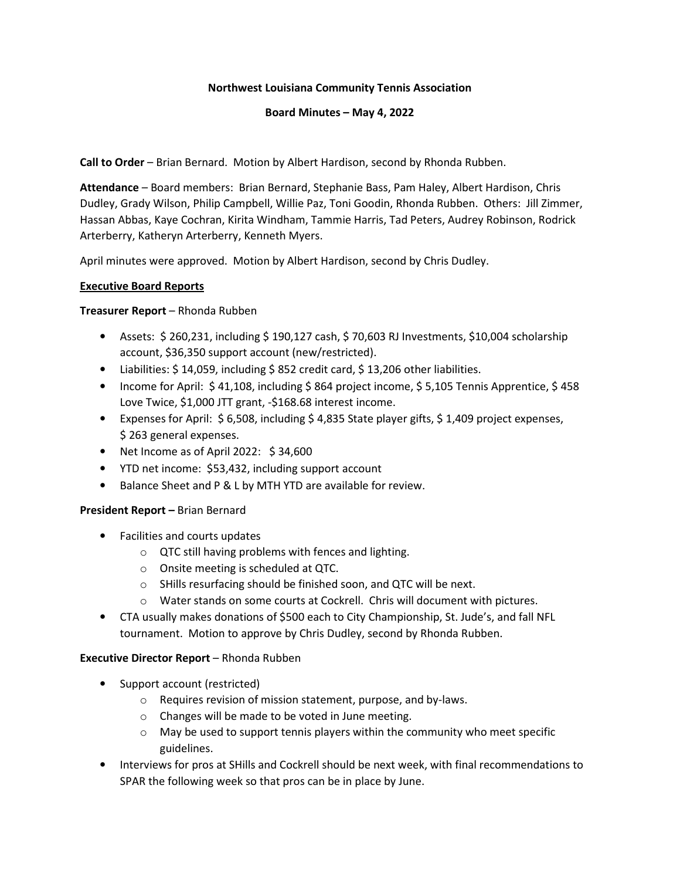**Northwest Louisiana Community Tennis Association**

**Board Minutes – May 4, 2022**

**Call to Order** – Brian Bernard. Motion by Albert Hardison, second by Rhonda Rubben.

**Attendance** – Board members: Brian Bernard, Stephanie Bass, Pam Haley, Albert Hardison, Chris Dudley, Grady Wilson, Philip Campbell, Willie Paz, Toni Goodin, Rhonda Rubben. Others: Jill Zimmer, Hassan Abbas, Kaye Cochran, Kirita Windham, Tammie Harris, Tad Peters, Audrey Robinson, Rodrick Arterberry, Katheryn Arterberry, Kenneth Myers.

April minutes were approved. Motion by Albert Hardison, second by Chris Dudley.

**Executive Board Reports**

**Treasurer Report** – Rhonda Rubben

- Assets: $ 260,231, including $ 190,127 cash, $ 70,603 RJ Investments, $10,004 scholarship account, $36,350 support account (new/restricted).
- Liabilities: $ 14,059, including $ 852 credit card, $ 13,206 other liabilities.
- Income for April: $ 41,108, including $ 864 project income, $ 5,105 Tennis Apprentice, $ 458 Love Twice, $1,000 JTT grant, -$168.68 interest income.
- Expenses for April: $ 6,508, including $ 4,835 State player gifts, $ 1,409 project expenses, $ 263 general expenses.
- Net Income as of April 2022: $ 34,600
- YTD net income: $53,432, including support account
- Balance Sheet and P & L by MTH YTD are available for review.

**President Report –** Brian Bernard

- Facilities and courts updates
  - QTC still having problems with fences and lighting.
  - Onsite meeting is scheduled at QTC.
  - SHills resurfacing should be finished soon, and QTC will be next.
  - Water stands on some courts at Cockrell. Chris will document with pictures.
- CTA usually makes donations of $500 each to City Championship, St. Jude's, and fall NFL tournament. Motion to approve by Chris Dudley, second by Rhonda Rubben.

**Executive Director Report** – Rhonda Rubben

- Support account (restricted)
  - Requires revision of mission statement, purpose, and by-laws.
  - Changes will be made to be voted in June meeting.
  - May be used to support tennis players within the community who meet specific guidelines.
- Interviews for pros at SHills and Cockrell should be next week, with final recommendations to SPAR the following week so that pros can be in place by June.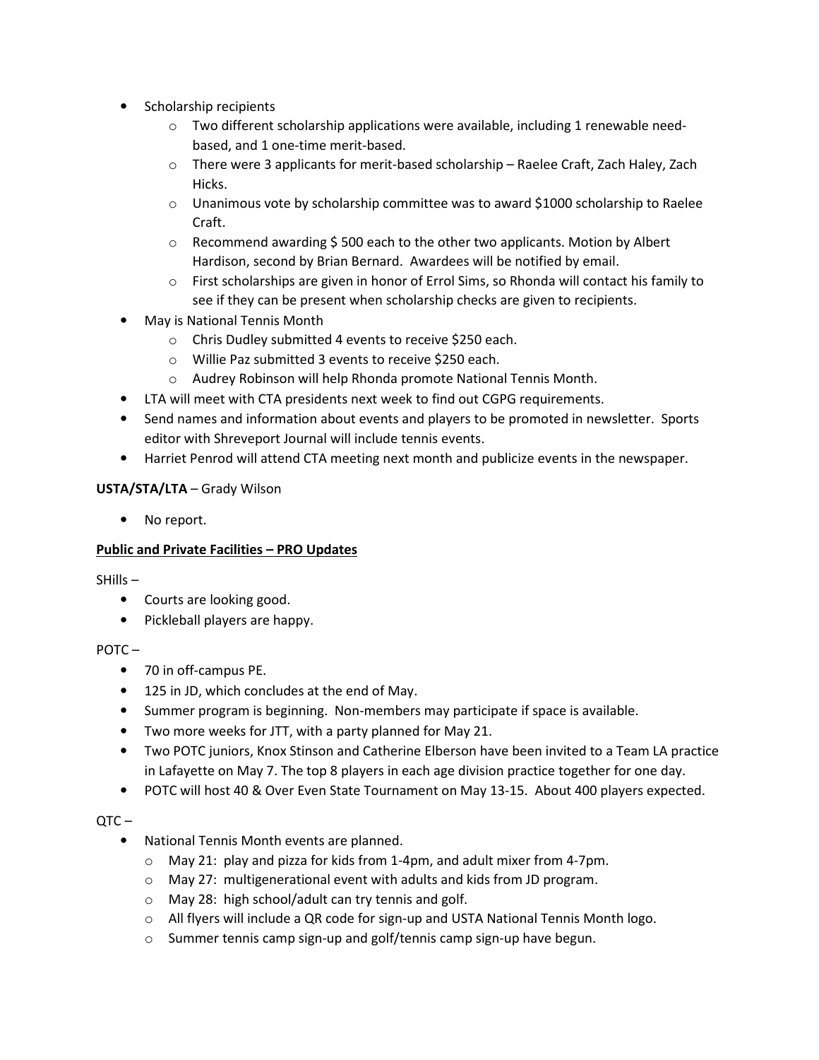- Scholarship recipients
    - Two different scholarship applications were available, including 1 renewable need-based, and 1 one-time merit-based.
    - There were 3 applicants for merit-based scholarship – Raelee Craft, Zach Haley, Zach Hicks.
    - Unanimous vote by scholarship committee was to award $1000 scholarship to Raelee Craft.
    - Recommend awarding $ 500 each to the other two applicants. Motion by Albert Hardison, second by Brian Bernard. Awardees will be notified by email.
    - First scholarships are given in honor of Errol Sims, so Rhonda will contact his family to see if they can be present when scholarship checks are given to recipients.
- May is National Tennis Month
    - Chris Dudley submitted 4 events to receive $250 each.
    - Willie Paz submitted 3 events to receive $250 each.
    - Audrey Robinson will help Rhonda promote National Tennis Month.
- LTA will meet with CTA presidents next week to find out CGPG requirements.
- Send names and information about events and players to be promoted in newsletter. Sports editor with Shreveport Journal will include tennis events.
- Harriet Penrod will attend CTA meeting next month and publicize events in the newspaper.

**USTA/STA/LTA** – Grady Wilson

- No report.

**Public and Private Facilities – PRO Updates**

SHills –

- Courts are looking good.
- Pickleball players are happy.

POTC –

- 70 in off-campus PE.
- 125 in JD, which concludes at the end of May.
- Summer program is beginning. Non-members may participate if space is available.
- Two more weeks for JTT, with a party planned for May 21.
- Two POTC juniors, Knox Stinson and Catherine Elberson have been invited to a Team LA practice in Lafayette on May 7. The top 8 players in each age division practice together for one day.
- POTC will host 40 & Over Even State Tournament on May 13-15. About 400 players expected.

QTC –

- National Tennis Month events are planned.
    - May 21: play and pizza for kids from 1-4pm, and adult mixer from 4-7pm.
    - May 27: multigenerational event with adults and kids from JD program.
    - May 28: high school/adult can try tennis and golf.
    - All flyers will include a QR code for sign-up and USTA National Tennis Month logo.
    - Summer tennis camp sign-up and golf/tennis camp sign-up have begun.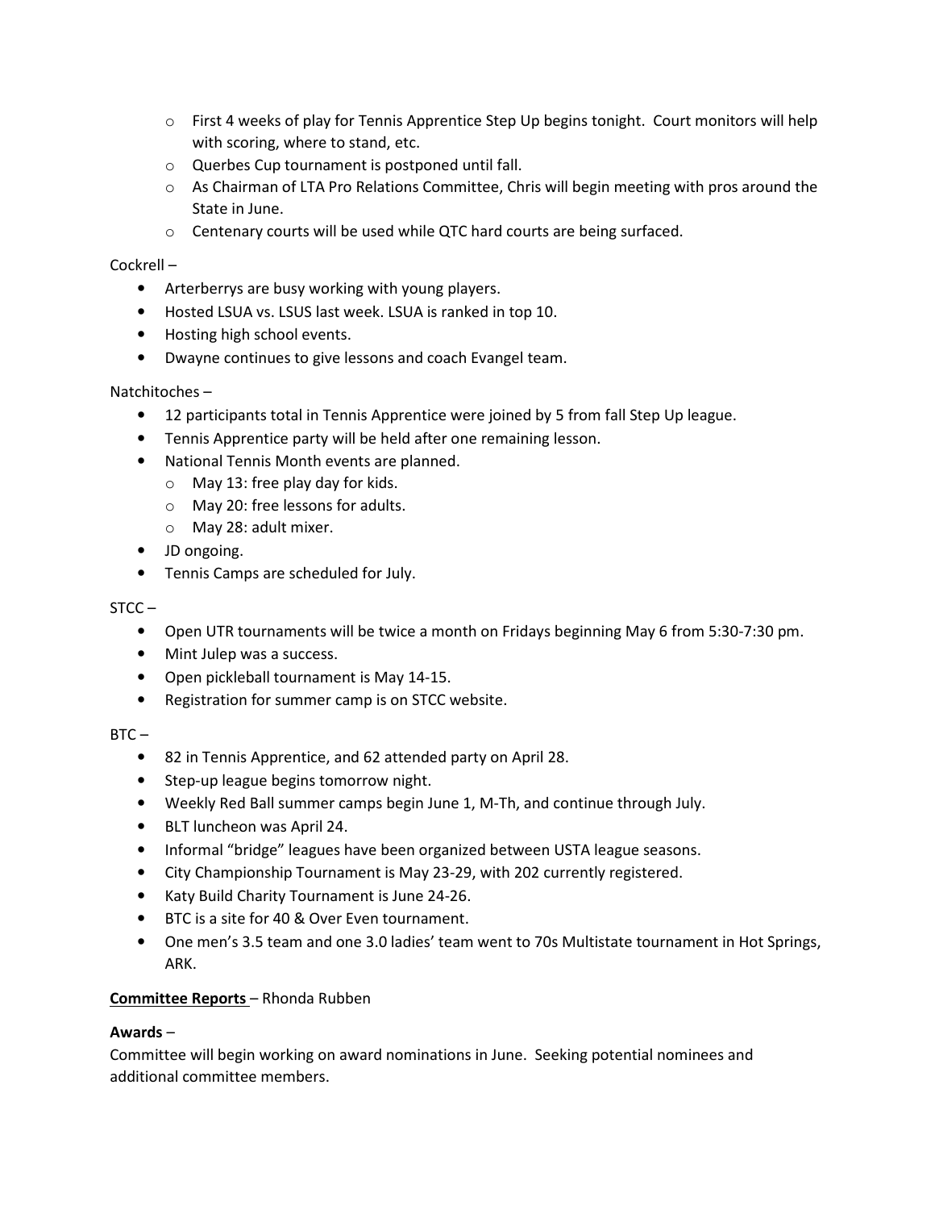- First 4 weeks of play for Tennis Apprentice Step Up begins tonight. Court monitors will help with scoring, where to stand, etc.
- Querbes Cup tournament is postponed until fall.
- As Chairman of LTA Pro Relations Committee, Chris will begin meeting with pros around the State in June.
- Centenary courts will be used while QTC hard courts are being surfaced.

Cockrell –

- Arterberrys are busy working with young players.
- Hosted LSUA vs. LSUS last week. LSUA is ranked in top 10.
- Hosting high school events.
- Dwayne continues to give lessons and coach Evangel team.

Natchitoches –

- 12 participants total in Tennis Apprentice were joined by 5 from fall Step Up league.
- Tennis Apprentice party will be held after one remaining lesson.
- National Tennis Month events are planned.
    - May 13: free play day for kids.
    - May 20: free lessons for adults.
    - May 28: adult mixer.
- JD ongoing.
- Tennis Camps are scheduled for July.

STCC –

- Open UTR tournaments will be twice a month on Fridays beginning May 6 from 5:30-7:30 pm.
- Mint Julep was a success.
- Open pickleball tournament is May 14-15.
- Registration for summer camp is on STCC website.

BTC –

- 82 in Tennis Apprentice, and 62 attended party on April 28.
- Step-up league begins tomorrow night.
- Weekly Red Ball summer camps begin June 1, M-Th, and continue through July.
- BLT luncheon was April 24.
- Informal "bridge" leagues have been organized between USTA league seasons.
- City Championship Tournament is May 23-29, with 202 currently registered.
- Katy Build Charity Tournament is June 24-26.
- BTC is a site for 40 & Over Even tournament.
- One men's 3.5 team and one 3.0 ladies' team went to 70s Multistate tournament in Hot Springs, ARK.

**Committee Reports** – Rhonda Rubben

**Awards** –

Committee will begin working on award nominations in June. Seeking potential nominees and additional committee members.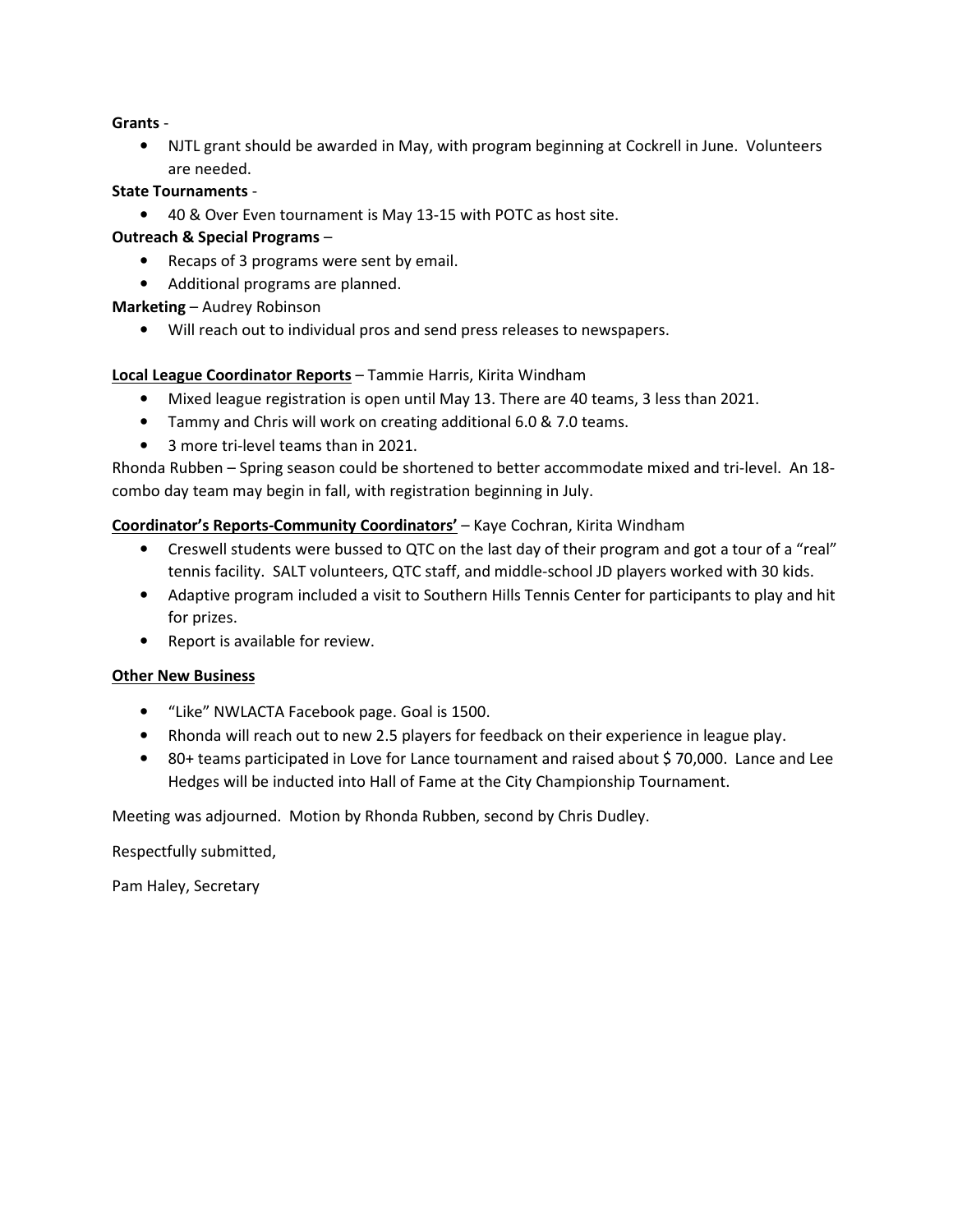**Grants** -

- NJTL grant should be awarded in May, with program beginning at Cockrell in June. Volunteers are needed.

**State Tournaments** -

- 40 & Over Even tournament is May 13-15 with POTC as host site.

**Outreach & Special Programs** –

- Recaps of 3 programs were sent by email.
- Additional programs are planned.

**Marketing** – Audrey Robinson

- Will reach out to individual pros and send press releases to newspapers.

**Local League Coordinator Reports** – Tammie Harris, Kirita Windham

- Mixed league registration is open until May 13. There are 40 teams, 3 less than 2021.
- Tammy and Chris will work on creating additional 6.0 & 7.0 teams.
- 3 more tri-level teams than in 2021.

Rhonda Rubben – Spring season could be shortened to better accommodate mixed and tri-level. An 18-combo day team may begin in fall, with registration beginning in July.

**Coordinator's Reports-Community Coordinators'** – Kaye Cochran, Kirita Windham

- Creswell students were bussed to QTC on the last day of their program and got a tour of a "real" tennis facility. SALT volunteers, QTC staff, and middle-school JD players worked with 30 kids.
- Adaptive program included a visit to Southern Hills Tennis Center for participants to play and hit for prizes.
- Report is available for review.

**Other New Business**

- "Like" NWLACTA Facebook page. Goal is 1500.
- Rhonda will reach out to new 2.5 players for feedback on their experience in league play.
- 80+ teams participated in Love for Lance tournament and raised about $ 70,000. Lance and Lee Hedges will be inducted into Hall of Fame at the City Championship Tournament.

Meeting was adjourned. Motion by Rhonda Rubben, second by Chris Dudley.

Respectfully submitted,

Pam Haley, Secretary